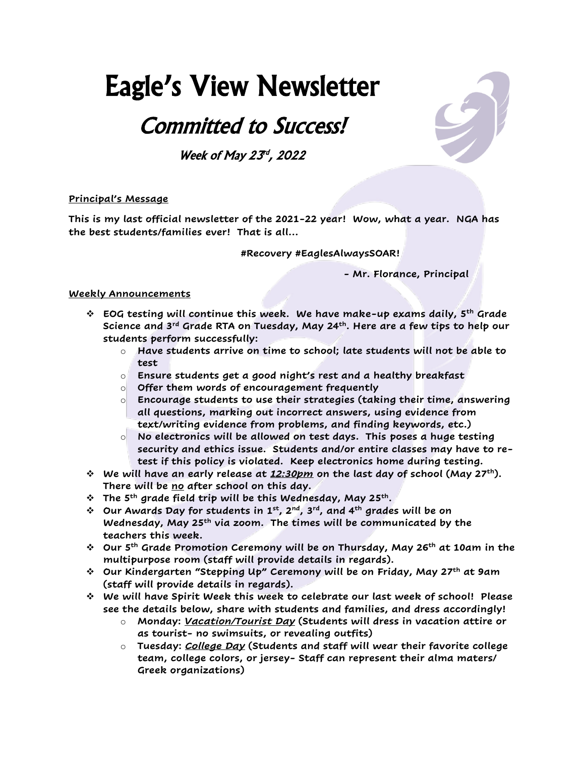# Eagle's View Newsletter

## *Committed to Success!*

*Week of May 23rd, 2022*

**Principal's Message**

**This is my last official newsletter of the 2021-22 year! Wow, what a year. NGA has the best students/families ever! That is all...**

**#Recovery #EaglesAlwaysSOAR!**

**- Mr. Florance, Principal**

**Weekly Announcements**

- **EOG testing will continue this week. We have make-up exams daily, 5th Grade Science and 3rd Grade RTA on Tuesday, May 24th. Here are a few tips to help our students perform successfully:**
  - **Have students arrive on time to school; late students will not be able to test**
  - **Ensure students get a good night's rest and a healthy breakfast**
  - **Offer them words of encouragement frequently**
  - **Encourage students to use their strategies (taking their time, answering all questions, marking out incorrect answers, using evidence from text/writing evidence from problems, and finding keywords, etc.)**
  - **No electronics will be allowed on test days. This poses a huge testing security and ethics issue. Students and/or entire classes may have to re-test if this policy is violated. Keep electronics home during testing.**
- **We will have an early release at *12:30pm* on the last day of school (May 27th). There will be no after school on this day.**
- **The 5th grade field trip will be this Wednesday, May 25th.**
- **Our Awards Day for students in 1st, 2nd, 3rd, and 4th grades will be on Wednesday, May 25th via zoom. The times will be communicated by the teachers this week.**
- **Our 5th Grade Promotion Ceremony will be on Thursday, May 26th at 10am in the multipurpose room (staff will provide details in regards).**
- **Our Kindergarten "Stepping Up" Ceremony will be on Friday, May 27th at 9am (staff will provide details in regards).**
- **We will have Spirit Week this week to celebrate our last week of school! Please see the details below, share with students and families, and dress accordingly!**
  - **Monday: *Vacation/Tourist Day* (Students will dress in vacation attire or as tourist- no swimsuits, or revealing outfits)**
  - **Tuesday: *College Day* (Students and staff will wear their favorite college team, college colors, or jersey- Staff can represent their alma maters/ Greek organizations)**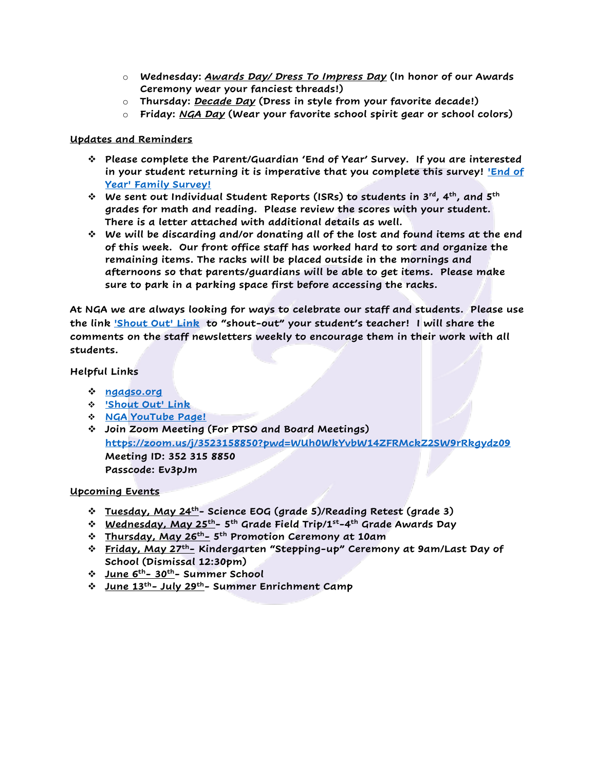- Wednesday: ***Awards Day/ Dress To Impress Day*** (In honor of our Awards Ceremony wear your fanciest threads!)
- Thursday: ***Decade Day*** (Dress in style from your favorite decade!)
- Friday: ***NGA Day*** (Wear your favorite school spirit gear or school colors)

**Updates and Reminders**

- Please complete the Parent/Guardian 'End of Year' Survey. If you are interested in your student returning it is imperative that you complete this survey! ['End of Year' Family Survey!]
- We sent out Individual Student Reports (ISRs) to students in 3rd, 4th, and 5th grades for math and reading. Please review the scores with your student. There is a letter attached with additional details as well.
- We will be discarding and/or donating all of the lost and found items at the end of this week. Our front office staff has worked hard to sort and organize the remaining items. The racks will be placed outside in the mornings and afternoons so that parents/guardians will be able to get items. Please make sure to park in a parking space first before accessing the racks.

At NGA we are always looking for ways to celebrate our staff and students. Please use the link ['Shout Out' Link] to "shout-out" your student's teacher! I will share the comments on the staff newsletters weekly to encourage them in their work with all students.

**Helpful Links**

- ngagso.org
- 'Shout Out' Link
- NGA YouTube Page!
- Join Zoom Meeting (For PTSO and Board Meetings)
  https://zoom.us/j/3523158850?pwd=WUh0WkYvbW14ZFRMckZ2SW9rRkgydz09
  Meeting ID: 352 315 8850
  Passcode: Ev3pJm

**Upcoming Events**

- Tuesday, May 24th- Science EOG (grade 5)/Reading Retest (grade 3)
- Wednesday, May 25th- 5th Grade Field Trip/1st-4th Grade Awards Day
- Thursday, May 26th- 5th Promotion Ceremony at 10am
- Friday, May 27th- Kindergarten "Stepping-up" Ceremony at 9am/Last Day of School (Dismissal 12:30pm)
- June 6th- 30th- Summer School
- June 13th- July 29th- Summer Enrichment Camp